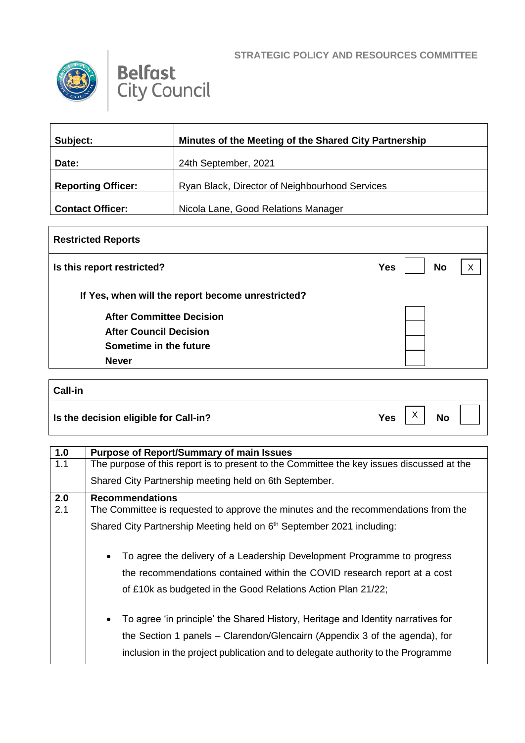STRATEGIC POLICY AND RESOURCES COMMITTEE

Belfast City Council

| Subject: | Minutes of the Meeting of the Shared City Partnership |
|---|---|
| Date: | 24th September, 2021 |
| Reporting Officer: | Ryan Black, Director of Neighbourhood Services |
| Contact Officer: | Nicola Lane, Good Relations Manager |

| Restricted Reports | | | | |
|---|---|---|---|---|
| Is this report restricted? | Yes | | No | X |
| If Yes, when will the report become unrestricted? | | | | |
| After Committee Decision | | | | |
| After Council Decision | | | | |
| Sometime in the future | | | | |
| Never | | | | |

| Call-in | | | | |
|---|---|---|---|---|
| Is the decision eligible for Call-in? | Yes | X | No | |

| | |
|---|---|
| **1.0** | **Purpose of Report/Summary of main Issues** |
| 1.1 | The purpose of this report is to present to the Committee the key issues discussed at the Shared City Partnership meeting held on 6th September. |
| **2.0** | **Recommendations** |
| 2.1 | The Committee is requested to approve the minutes and the recommendations from the Shared City Partnership Meeting held on 6th September 2021 including:<br><br>• To agree the delivery of a Leadership Development Programme to progress the recommendations contained within the COVID research report at a cost of £10k as budgeted in the Good Relations Action Plan 21/22;<br><br>• To agree 'in principle' the Shared History, Heritage and Identity narratives for the Section 1 panels – Clarendon/Glencairn (Appendix 3 of the agenda), for inclusion in the project publication and to delegate authority to the Programme |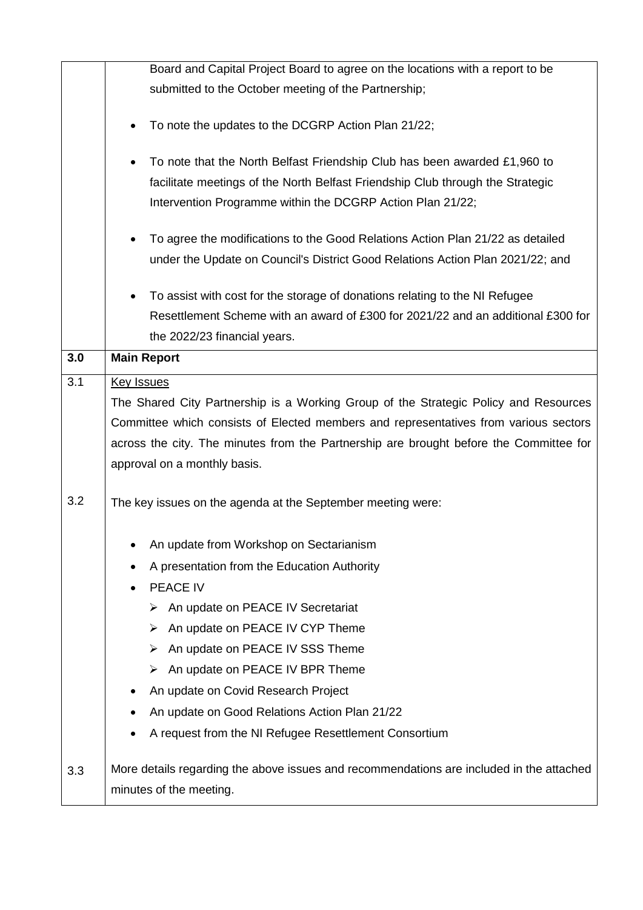| | |
|---|---|
| | Board and Capital Project Board to agree on the locations with a report to be submitted to the October meeting of the Partnership;<br><br>• To note the updates to the DCGRP Action Plan 21/22;<br><br>• To note that the North Belfast Friendship Club has been awarded £1,960 to facilitate meetings of the North Belfast Friendship Club through the Strategic Intervention Programme within the DCGRP Action Plan 21/22;<br><br>• To agree the modifications to the Good Relations Action Plan 21/22 as detailed under the Update on Council's District Good Relations Action Plan 2021/22; and<br><br>• To assist with cost for the storage of donations relating to the NI Refugee Resettlement Scheme with an award of £300 for 2021/22 and an additional £300 for the 2022/23 financial years. |
| **3.0** | **Main Report** |
| 3.1<br><br><br><br><br><br>3.2<br><br><br><br><br><br><br><br><br><br><br><br><br><br>3.3 | <u>Key Issues</u><br>The Shared City Partnership is a Working Group of the Strategic Policy and Resources Committee which consists of Elected members and representatives from various sectors across the city. The minutes from the Partnership are brought before the Committee for approval on a monthly basis.<br><br>The key issues on the agenda at the September meeting were:<br><br>• An update from Workshop on Sectarianism<br>• A presentation from the Education Authority<br>• PEACE IV<br>  ➢ An update on PEACE IV Secretariat<br>  ➢ An update on PEACE IV CYP Theme<br>  ➢ An update on PEACE IV SSS Theme<br>  ➢ An update on PEACE IV BPR Theme<br>• An update on Covid Research Project<br>• An update on Good Relations Action Plan 21/22<br>• A request from the NI Refugee Resettlement Consortium<br><br>More details regarding the above issues and recommendations are included in the attached minutes of the meeting. |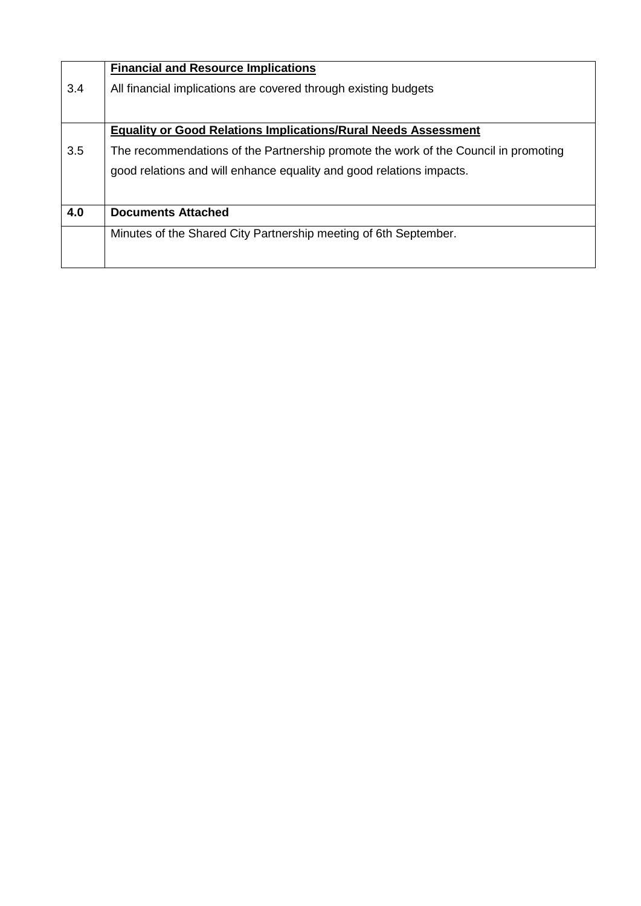| | |
|---|---|
| 3.4 | **Financial and Resource Implications**<br>All financial implications are covered through existing budgets |
| 3.5 | **Equality or Good Relations Implications/Rural Needs Assessment**<br>The recommendations of the Partnership promote the work of the Council in promoting good relations and will enhance equality and good relations impacts. |
| **4.0** | **Documents Attached** |
| | Minutes of the Shared City Partnership meeting of 6th September. |